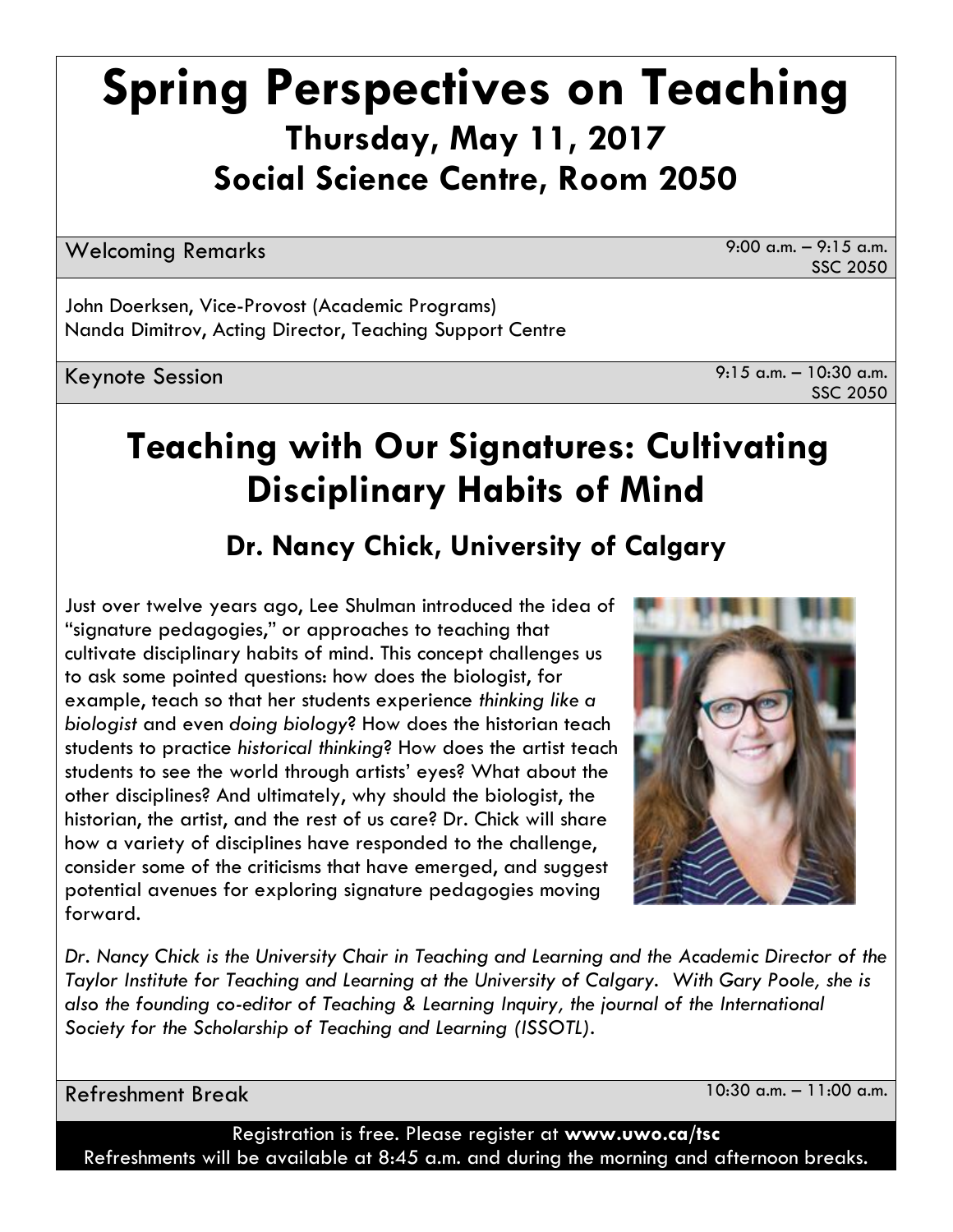# Spring Perspectives on Teaching

## Thursday, May 11, 2017

## Social Science Centre, Room 2050

| Welcoming Remarks | 9:00 a.m. – 9:15 a.m. SSC 2050 |
| --- | --- |

John Doerksen, Vice-Provost (Academic Programs)
Nanda Dimitrov, Acting Director, Teaching Support Centre

| Keynote Session | 9:15 a.m. – 10:30 a.m. SSC 2050 |
| --- | --- |

## Teaching with Our Signatures: Cultivating Disciplinary Habits of Mind

### Dr. Nancy Chick, University of Calgary

Just over twelve years ago, Lee Shulman introduced the idea of "signature pedagogies," or approaches to teaching that cultivate disciplinary habits of mind. This concept challenges us to ask some pointed questions: how does the biologist, for example, teach so that her students experience *thinking like a biologist* and even *doing biology*? How does the historian teach students to practice *historical thinking*? How does the artist teach students to see the world through artists' eyes? What about the other disciplines? And ultimately, why should the biologist, the historian, the artist, and the rest of us care? Dr. Chick will share how a variety of disciplines have responded to the challenge, consider some of the criticisms that have emerged, and suggest potential avenues for exploring signature pedagogies moving forward.

*Dr. Nancy Chick is the University Chair in Teaching and Learning and the Academic Director of the Taylor Institute for Teaching and Learning at the University of Calgary. With Gary Poole, she is also the founding co-editor of Teaching & Learning Inquiry, the journal of the International Society for the Scholarship of Teaching and Learning (ISSOTL).*

| Refreshment Break | 10:30 a.m. – 11:00 a.m. |
| --- | --- |

Registration is free. Please register at **www.uwo.ca/tsc**
Refreshments will be available at 8:45 a.m. and during the morning and afternoon breaks.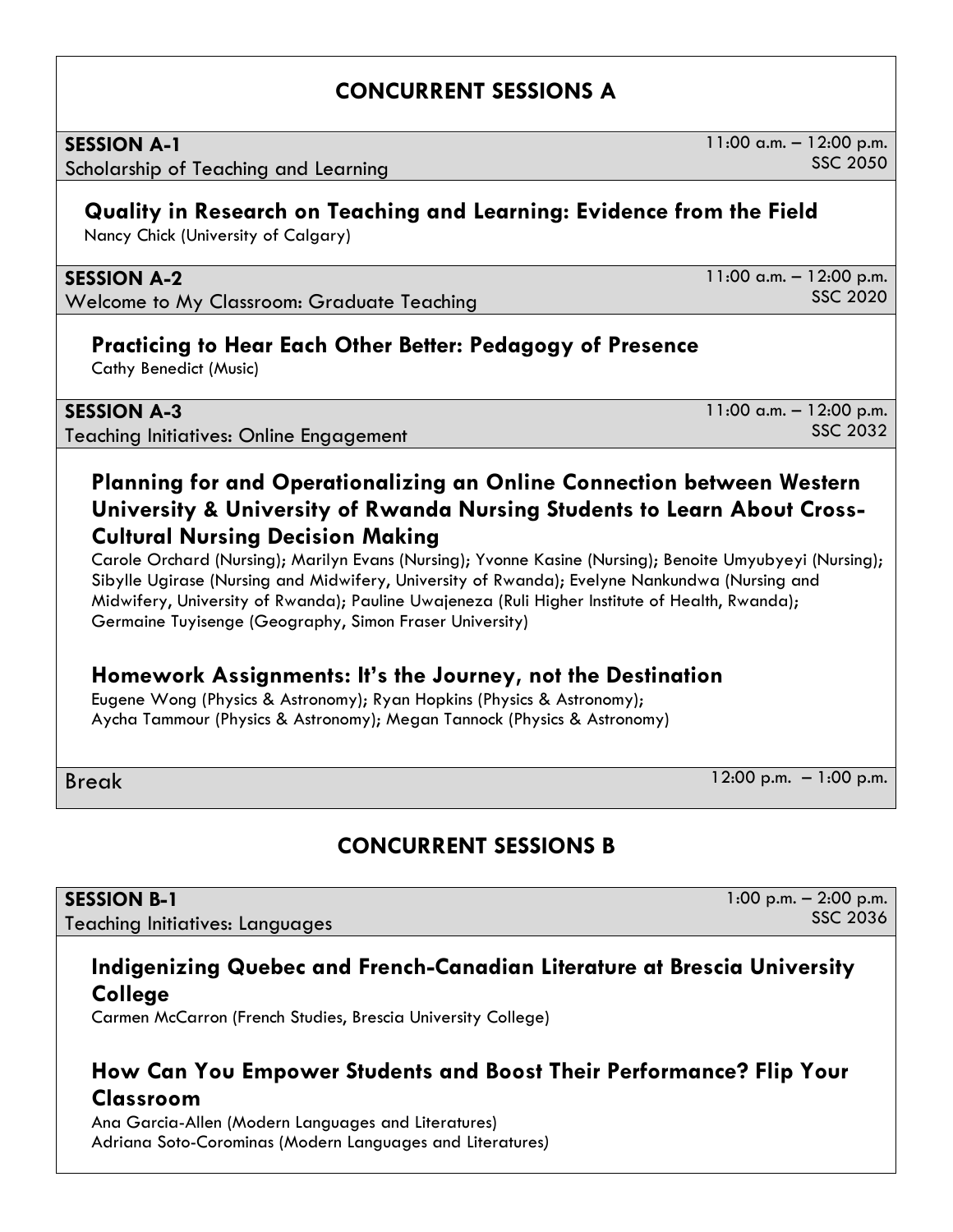## CONCURRENT SESSIONS A

**SESSION A-1**
Scholarship of Teaching and Learning

11:00 a.m. – 12:00 p.m.
SSC 2050

### Quality in Research on Teaching and Learning: Evidence from the Field

Nancy Chick (University of Calgary)

**SESSION A-2**
Welcome to My Classroom: Graduate Teaching

11:00 a.m. – 12:00 p.m.
SSC 2020

### Practicing to Hear Each Other Better: Pedagogy of Presence

Cathy Benedict (Music)

**SESSION A-3**
Teaching Initiatives: Online Engagement

11:00 a.m. – 12:00 p.m.
SSC 2032

### Planning for and Operationalizing an Online Connection between Western University & University of Rwanda Nursing Students to Learn About Cross-Cultural Nursing Decision Making

Carole Orchard (Nursing); Marilyn Evans (Nursing); Yvonne Kasine (Nursing); Benoite Umyubyeyi (Nursing); Sibylle Ugirase (Nursing and Midwifery, University of Rwanda); Evelyne Nankundwa (Nursing and Midwifery, University of Rwanda); Pauline Uwajeneza (Ruli Higher Institute of Health, Rwanda); Germaine Tuyisenge (Geography, Simon Fraser University)

### Homework Assignments: It's the Journey, not the Destination

Eugene Wong (Physics & Astronomy); Ryan Hopkins (Physics & Astronomy); Aycha Tammour (Physics & Astronomy); Megan Tannock (Physics & Astronomy)

Break — 12:00 p.m. – 1:00 p.m.

## CONCURRENT SESSIONS B

**SESSION B-1**
Teaching Initiatives: Languages

1:00 p.m. – 2:00 p.m.
SSC 2036

### Indigenizing Quebec and French-Canadian Literature at Brescia University College

Carmen McCarron (French Studies, Brescia University College)

### How Can You Empower Students and Boost Their Performance? Flip Your Classroom

Ana Garcia-Allen (Modern Languages and Literatures)
Adriana Soto-Corominas (Modern Languages and Literatures)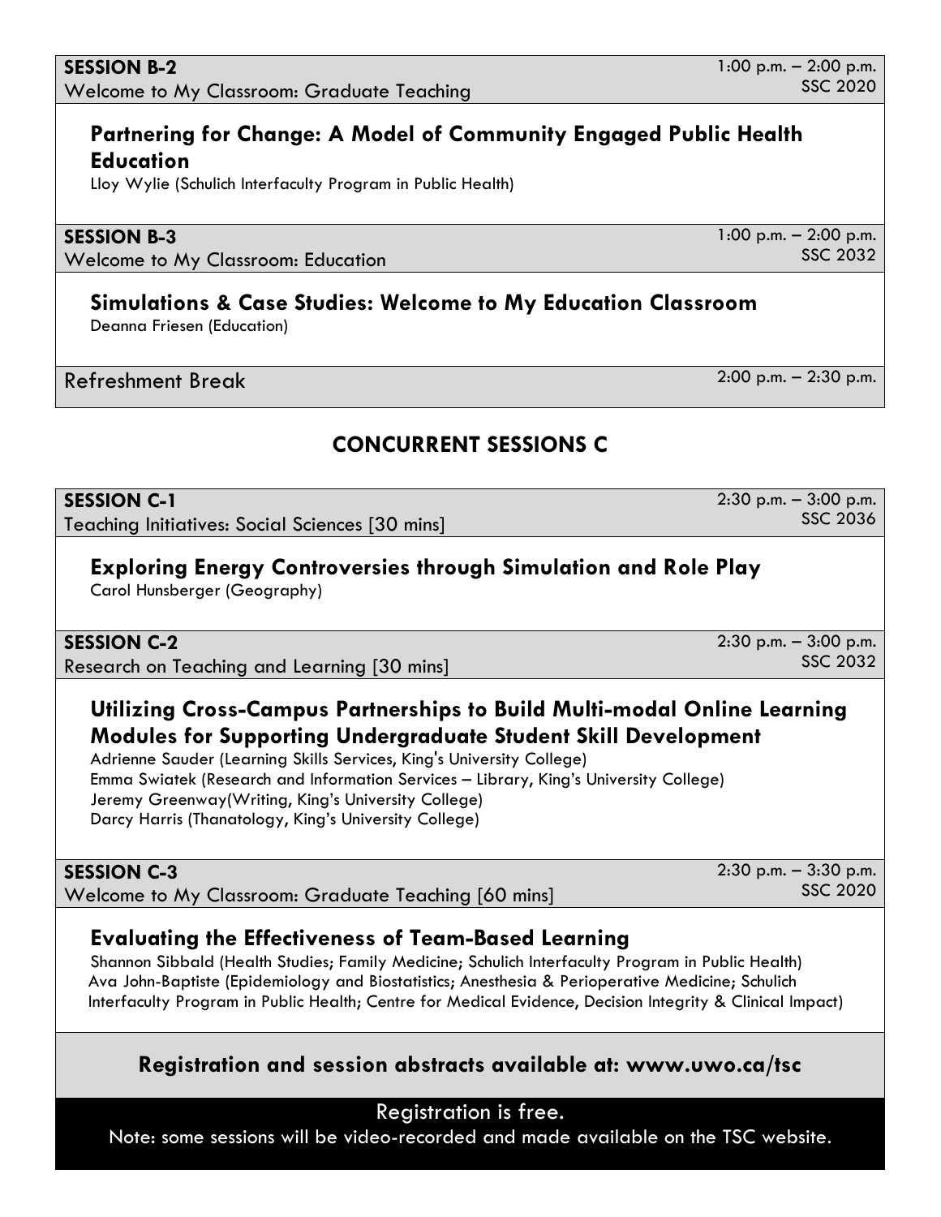**SESSION B-2**
Welcome to My Classroom: Graduate Teaching

1:00 p.m. – 2:00 p.m.
SSC 2020

### Partnering for Change: A Model of Community Engaged Public Health Education

Lloy Wylie (Schulich Interfaculty Program in Public Health)

**SESSION B-3**
Welcome to My Classroom: Education

1:00 p.m. – 2:00 p.m.
SSC 2032

### Simulations & Case Studies: Welcome to My Education Classroom

Deanna Friesen (Education)

Refreshment Break

2:00 p.m. – 2:30 p.m.

## CONCURRENT SESSIONS C

**SESSION C-1**
Teaching Initiatives: Social Sciences [30 mins]

2:30 p.m. – 3:00 p.m.
SSC 2036

### Exploring Energy Controversies through Simulation and Role Play

Carol Hunsberger (Geography)

**SESSION C-2**
Research on Teaching and Learning [30 mins]

2:30 p.m. – 3:00 p.m.
SSC 2032

### Utilizing Cross-Campus Partnerships to Build Multi-modal Online Learning Modules for Supporting Undergraduate Student Skill Development

Adrienne Sauder (Learning Skills Services, King's University College)
Emma Swiatek (Research and Information Services – Library, King's University College)
Jeremy Greenway(Writing, King's University College)
Darcy Harris (Thanatology, King's University College)

**SESSION C-3**
Welcome to My Classroom: Graduate Teaching [60 mins]

2:30 p.m. – 3:30 p.m.
SSC 2020

### Evaluating the Effectiveness of Team-Based Learning

Shannon Sibbald (Health Studies; Family Medicine; Schulich Interfaculty Program in Public Health)
Ava John-Baptiste (Epidemiology and Biostatistics; Anesthesia & Perioperative Medicine; Schulich Interfaculty Program in Public Health; Centre for Medical Evidence, Decision Integrity & Clinical Impact)

**Registration and session abstracts available at: www.uwo.ca/tsc**

Registration is free.
Note: some sessions will be video-recorded and made available on the TSC website.